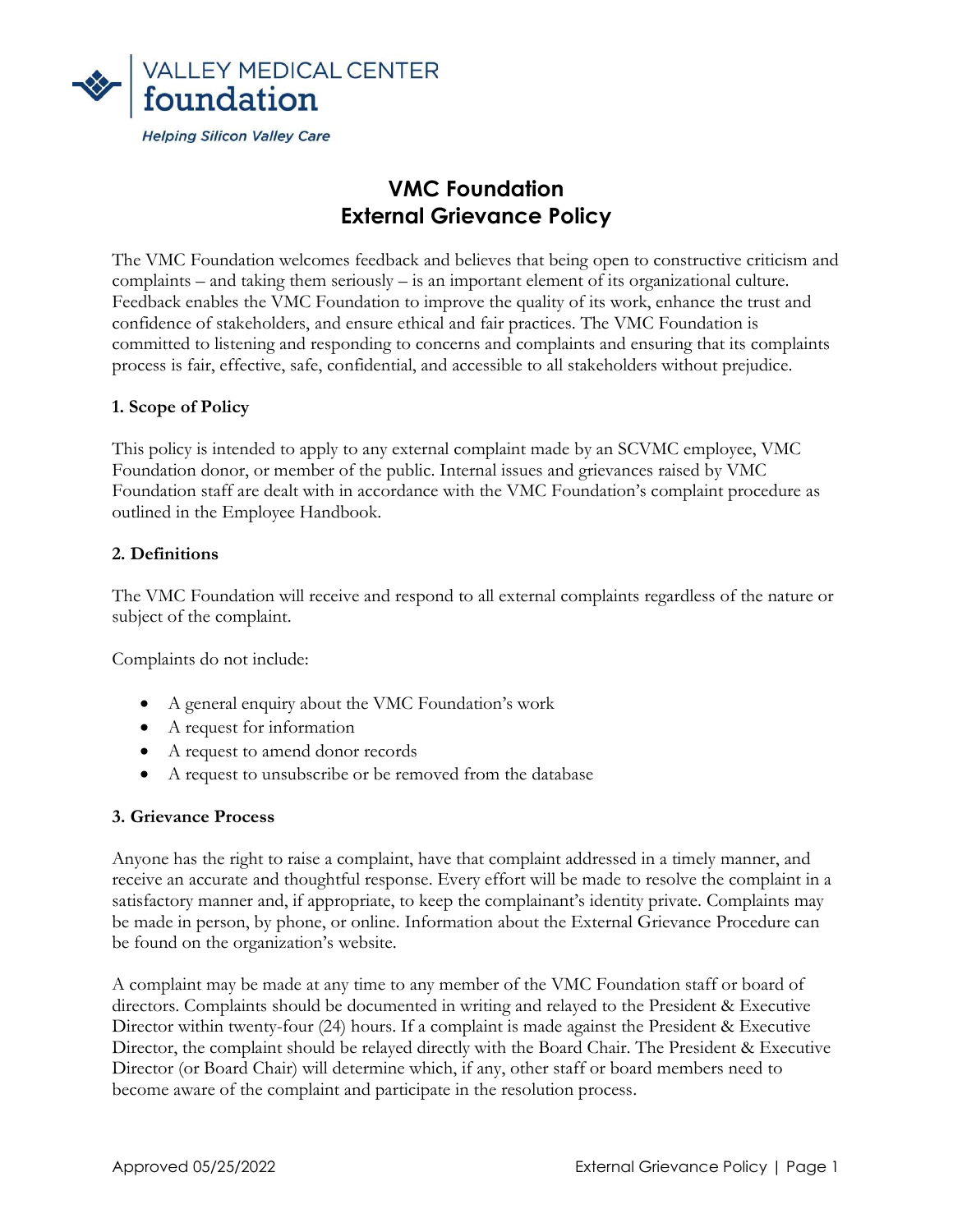VALLEY MEDICAL CENTER
foundation

*Helping Silicon Valley Care*

# VMC Foundation
# External Grievance Policy

The VMC Foundation welcomes feedback and believes that being open to constructive criticism and complaints – and taking them seriously – is an important element of its organizational culture. Feedback enables the VMC Foundation to improve the quality of its work, enhance the trust and confidence of stakeholders, and ensure ethical and fair practices. The VMC Foundation is committed to listening and responding to concerns and complaints and ensuring that its complaints process is fair, effective, safe, confidential, and accessible to all stakeholders without prejudice.

**1. Scope of Policy**

This policy is intended to apply to any external complaint made by an SCVMC employee, VMC Foundation donor, or member of the public. Internal issues and grievances raised by VMC Foundation staff are dealt with in accordance with the VMC Foundation's complaint procedure as outlined in the Employee Handbook.

**2. Definitions**

The VMC Foundation will receive and respond to all external complaints regardless of the nature or subject of the complaint.

Complaints do not include:

- A general enquiry about the VMC Foundation's work
- A request for information
- A request to amend donor records
- A request to unsubscribe or be removed from the database

**3. Grievance Process**

Anyone has the right to raise a complaint, have that complaint addressed in a timely manner, and receive an accurate and thoughtful response. Every effort will be made to resolve the complaint in a satisfactory manner and, if appropriate, to keep the complainant's identity private. Complaints may be made in person, by phone, or online. Information about the External Grievance Procedure can be found on the organization's website.

A complaint may be made at any time to any member of the VMC Foundation staff or board of directors. Complaints should be documented in writing and relayed to the President & Executive Director within twenty-four (24) hours. If a complaint is made against the President & Executive Director, the complaint should be relayed directly with the Board Chair. The President & Executive Director (or Board Chair) will determine which, if any, other staff or board members need to become aware of the complaint and participate in the resolution process.

Approved 05/25/2022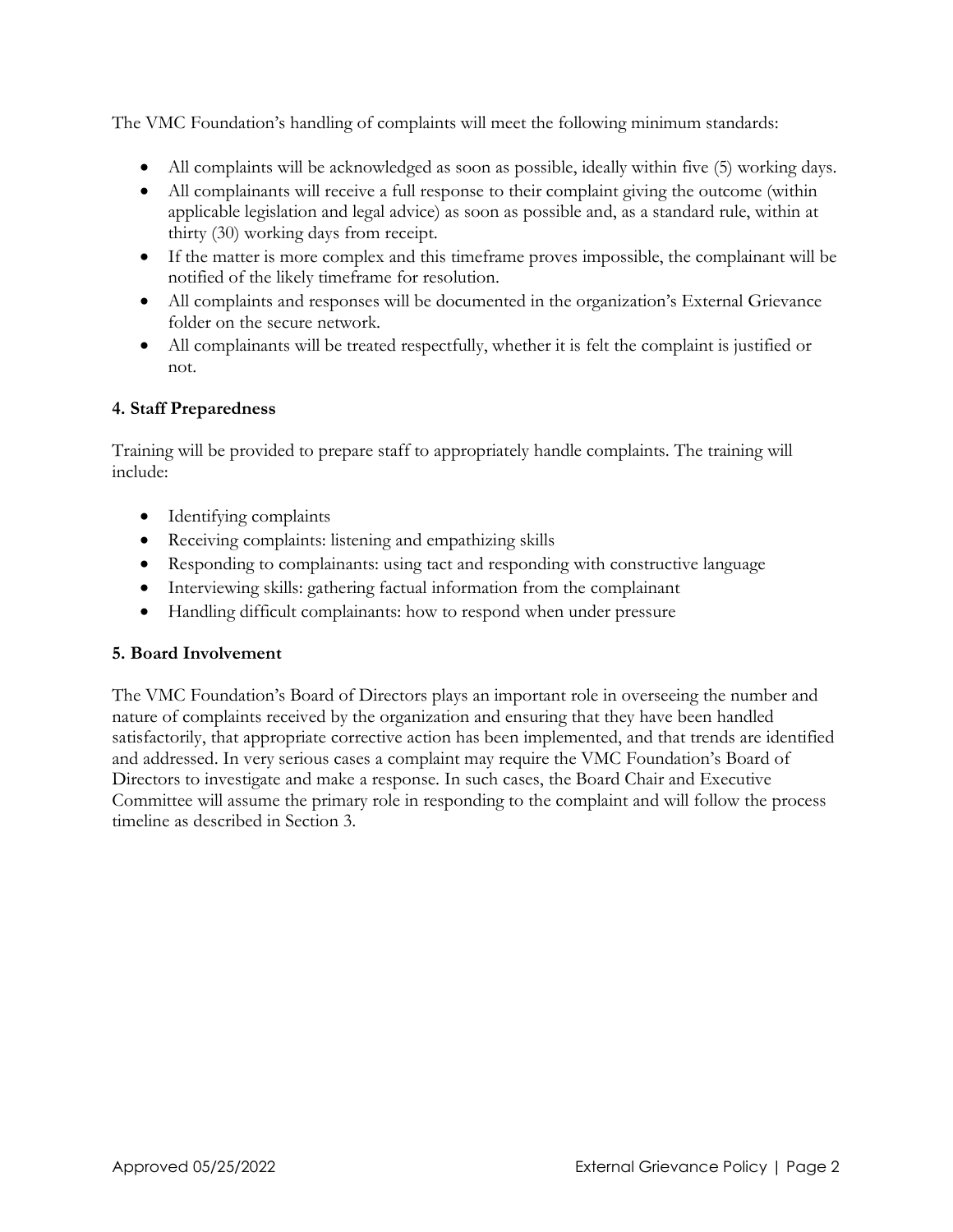The VMC Foundation's handling of complaints will meet the following minimum standards:

- All complaints will be acknowledged as soon as possible, ideally within five (5) working days.
- All complainants will receive a full response to their complaint giving the outcome (within applicable legislation and legal advice) as soon as possible and, as a standard rule, within at thirty (30) working days from receipt.
- If the matter is more complex and this timeframe proves impossible, the complainant will be notified of the likely timeframe for resolution.
- All complaints and responses will be documented in the organization's External Grievance folder on the secure network.
- All complainants will be treated respectfully, whether it is felt the complaint is justified or not.

**4. Staff Preparedness**

Training will be provided to prepare staff to appropriately handle complaints. The training will include:

- Identifying complaints
- Receiving complaints: listening and empathizing skills
- Responding to complainants: using tact and responding with constructive language
- Interviewing skills: gathering factual information from the complainant
- Handling difficult complainants: how to respond when under pressure

**5. Board Involvement**

The VMC Foundation's Board of Directors plays an important role in overseeing the number and nature of complaints received by the organization and ensuring that they have been handled satisfactorily, that appropriate corrective action has been implemented, and that trends are identified and addressed. In very serious cases a complaint may require the VMC Foundation's Board of Directors to investigate and make a response. In such cases, the Board Chair and Executive Committee will assume the primary role in responding to the complaint and will follow the process timeline as described in Section 3.